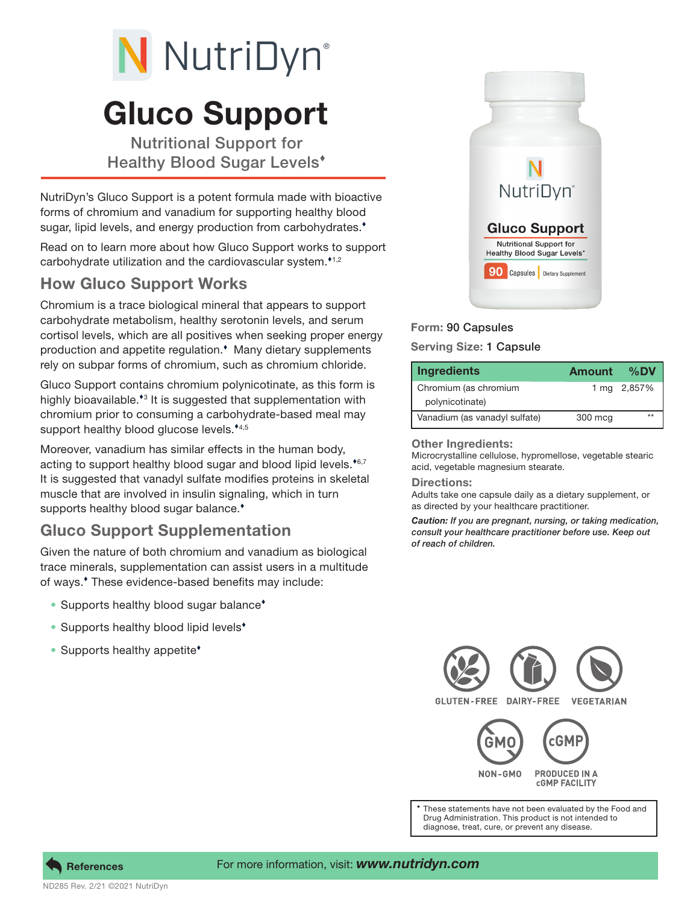# NutriDyn

# Gluco Support

## Nutritional Support for Healthy Blood Sugar Levels♦

NutriDyn's Gluco Support is a potent formula made with bioactive forms of chromium and vanadium for supporting healthy blood sugar, lipid levels, and energy production from carbohydrates.♦

Read on to learn more about how Gluco Support works to support carbohydrate utilization and the cardiovascular system.♦[1,2]

## How Gluco Support Works

Chromium is a trace biological mineral that appears to support carbohydrate metabolism, healthy serotonin levels, and serum cortisol levels, which are all positives when seeking proper energy production and appetite regulation.♦ Many dietary supplements rely on subpar forms of chromium, such as chromium chloride.

Gluco Support contains chromium polynicotinate, as this form is highly bioavailable.♦[3] It is suggested that supplementation with chromium prior to consuming a carbohydrate-based meal may support healthy blood glucose levels.♦[4,5]

Moreover, vanadium has similar effects in the human body, acting to support healthy blood sugar and blood lipid levels.♦[6,7] It is suggested that vanadyl sulfate modifies proteins in skeletal muscle that are involved in insulin signaling, which in turn supports healthy blood sugar balance.♦

## Gluco Support Supplementation

Given the nature of both chromium and vanadium as biological trace minerals, supplementation can assist users in a multitude of ways.♦ These evidence-based benefits may include:

- Supports healthy blood sugar balance♦
- Supports healthy blood lipid levels♦
- Supports healthy appetite♦

**Form:** 90 Capsules

**Serving Size:** 1 Capsule

| Ingredients | Amount | %DV |
|---|---|---|
| Chromium (as chromium polynicotinate) | 1 mg | 2,857% |
| Vanadium (as vanadyl sulfate) | 300 mcg | ** |

**Other Ingredients:**
Microcrystalline cellulose, hypromellose, vegetable stearic acid, vegetable magnesium stearate.

**Directions:**
Adults take one capsule daily as a dietary supplement, or as directed by your healthcare practitioner.

***Caution:*** *If you are pregnant, nursing, or taking medication, consult your healthcare practitioner before use. Keep out of reach of children.*

GLUTEN-FREE | DAIRY-FREE | VEGETARIAN | NON-GMO | PRODUCED IN A cGMP FACILITY

♦ These statements have not been evaluated by the Food and Drug Administration. This product is not intended to diagnose, treat, cure, or prevent any disease.

References

For more information, visit: ***www.nutridyn.com***

ND285 Rev. 2/21 ©2021 NutriDyn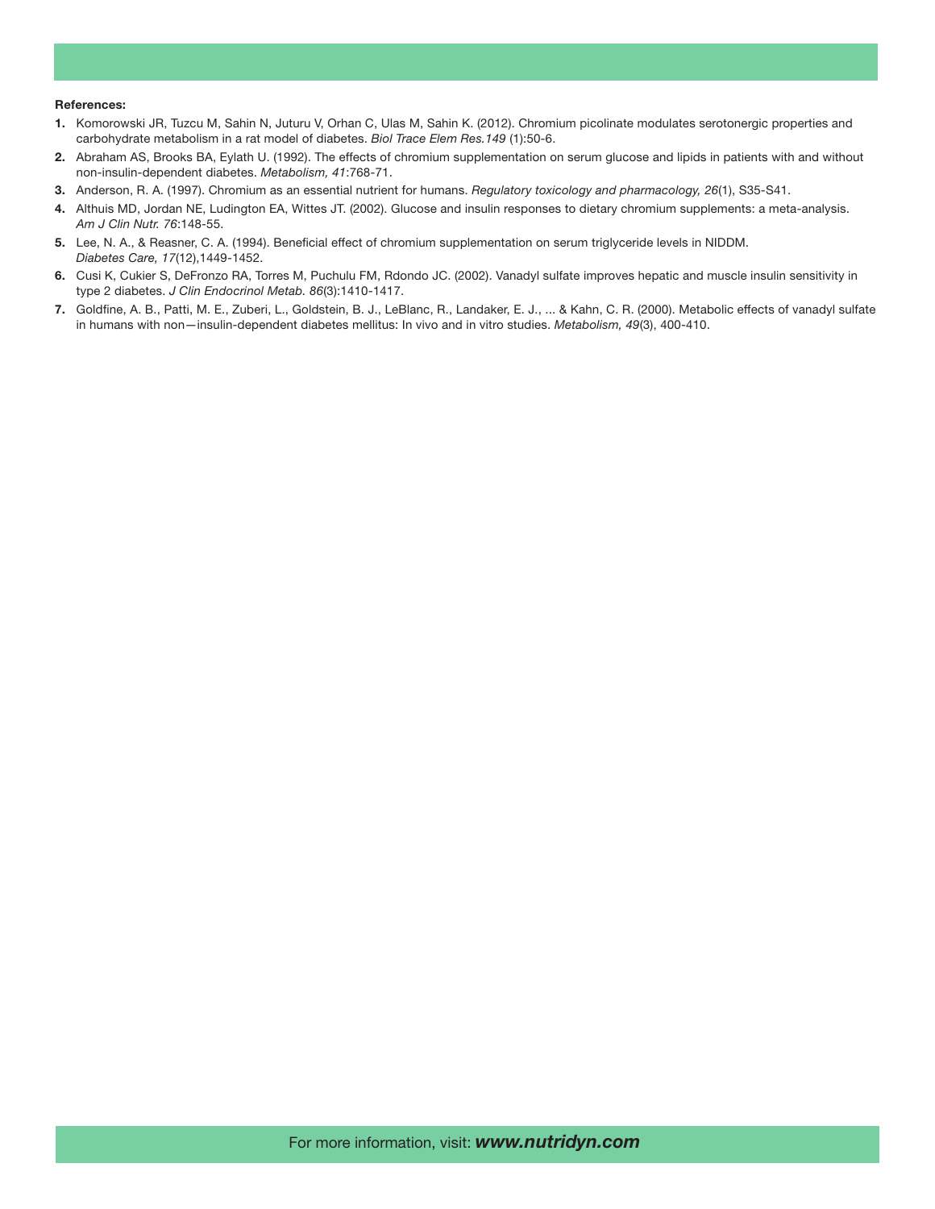**References:**

1. Komorowski JR, Tuzcu M, Sahin N, Juturu V, Orhan C, Ulas M, Sahin K. (2012). Chromium picolinate modulates serotonergic properties and carbohydrate metabolism in a rat model of diabetes. *Biol Trace Elem Res.149* (1):50-6.
2. Abraham AS, Brooks BA, Eylath U. (1992). The effects of chromium supplementation on serum glucose and lipids in patients with and without non-insulin-dependent diabetes. *Metabolism, 41*:768-71.
3. Anderson, R. A. (1997). Chromium as an essential nutrient for humans. *Regulatory toxicology and pharmacology, 26*(1), S35-S41.
4. Althuis MD, Jordan NE, Ludington EA, Wittes JT. (2002). Glucose and insulin responses to dietary chromium supplements: a meta-analysis. *Am J Clin Nutr. 76*:148-55.
5. Lee, N. A., & Reasner, C. A. (1994). Beneficial effect of chromium supplementation on serum triglyceride levels in NIDDM. *Diabetes Care, 17*(12),1449-1452.
6. Cusi K, Cukier S, DeFronzo RA, Torres M, Puchulu FM, Rdondo JC. (2002). Vanadyl sulfate improves hepatic and muscle insulin sensitivity in type 2 diabetes. *J Clin Endocrinol Metab. 86*(3):1410-1417.
7. Goldfine, A. B., Patti, M. E., Zuberi, L., Goldstein, B. J., LeBlanc, R., Landaker, E. J., ... & Kahn, C. R. (2000). Metabolic effects of vanadyl sulfate in humans with non—insulin-dependent diabetes mellitus: In vivo and in vitro studies. *Metabolism, 49*(3), 400-410.

For more information, visit: ***www.nutridyn.com***